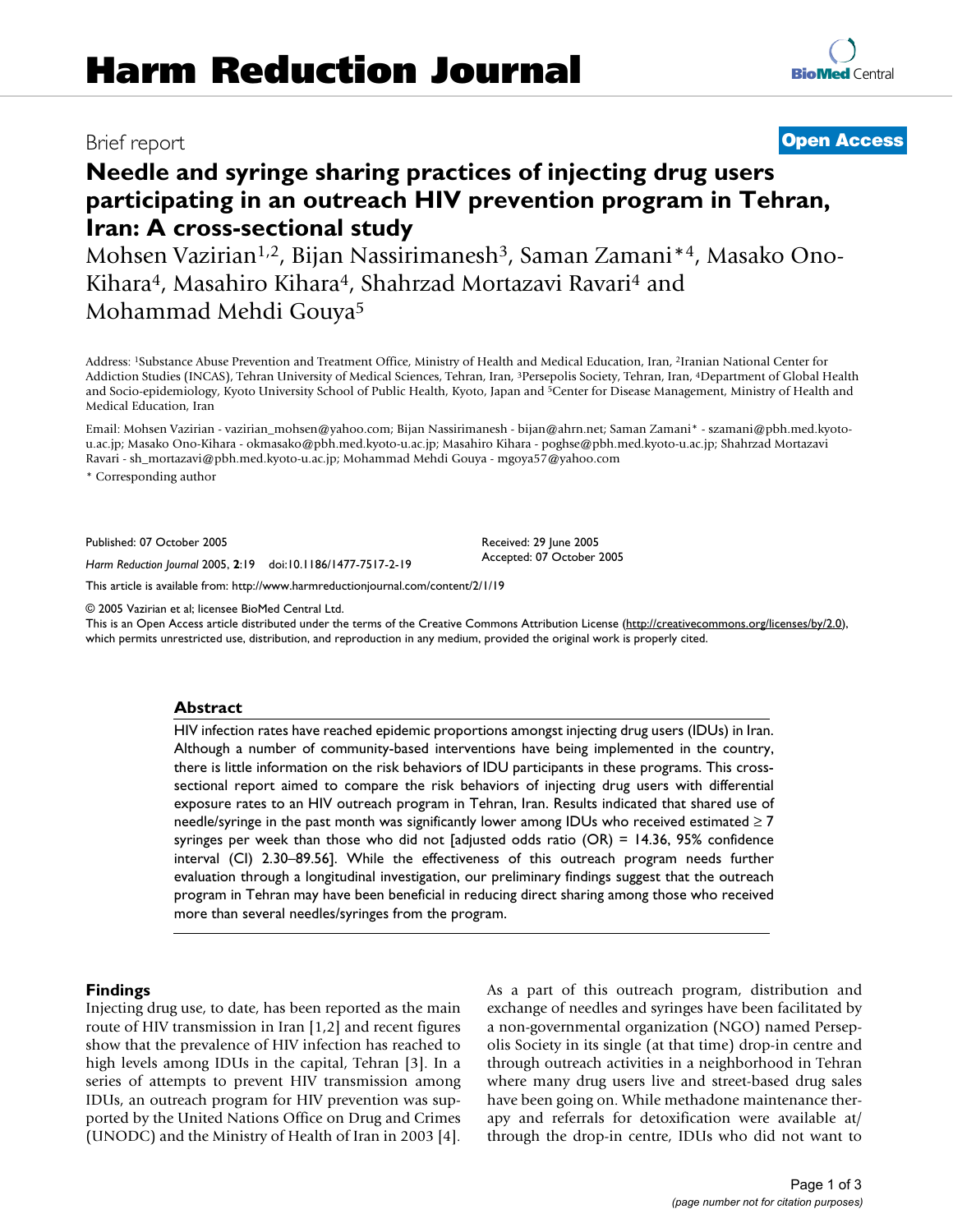Brief report

**Open Access**

# Needle and syringe sharing practices of injecting drug users participating in an outreach HIV prevention program in Tehran, Iran: A cross-sectional study

Mohsen Vazirian[1,2], Bijan Nassirimanesh[3], Saman Zamani*[4], Masako Ono-Kihara[4], Masahiro Kihara[4], Shahrzad Mortazavi Ravari[4] and Mohammad Mehdi Gouya[5]

Address: [1]Substance Abuse Prevention and Treatment Office, Ministry of Health and Medical Education, Iran, [2]Iranian National Center for Addiction Studies (INCAS), Tehran University of Medical Sciences, Tehran, Iran, [3]Persepolis Society, Tehran, Iran, [4]Department of Global Health and Socio-epidemiology, Kyoto University School of Public Health, Kyoto, Japan and [5]Center for Disease Management, Ministry of Health and Medical Education, Iran

Email: Mohsen Vazirian - vazirian_mohsen@yahoo.com; Bijan Nassirimanesh - bijan@ahrn.net; Saman Zamani* - szamani@pbh.med.kyoto-u.ac.jp; Masako Ono-Kihara - okmasako@pbh.med.kyoto-u.ac.jp; Masahiro Kihara - poghse@pbh.med.kyoto-u.ac.jp; Shahrzad Mortazavi Ravari - sh_mortazavi@pbh.med.kyoto-u.ac.jp; Mohammad Mehdi Gouya - mgoya57@yahoo.com

\* Corresponding author

Published: 07 October 2005

*Harm Reduction Journal* 2005, **2**:19 doi:10.1186/1477-7517-2-19

Received: 29 June 2005
Accepted: 07 October 2005

This article is available from: http://www.harmreductionjournal.com/content/2/1/19

© 2005 Vazirian et al; licensee BioMed Central Ltd.
This is an Open Access article distributed under the terms of the Creative Commons Attribution License (http://creativecommons.org/licenses/by/2.0), which permits unrestricted use, distribution, and reproduction in any medium, provided the original work is properly cited.

## Abstract

HIV infection rates have reached epidemic proportions amongst injecting drug users (IDUs) in Iran. Although a number of community-based interventions have being implemented in the country, there is little information on the risk behaviors of IDU participants in these programs. This cross-sectional report aimed to compare the risk behaviors of injecting drug users with differential exposure rates to an HIV outreach program in Tehran, Iran. Results indicated that shared use of needle/syringe in the past month was significantly lower among IDUs who received estimated $\geq 7$ syringes per week than those who did not [adjusted odds ratio (OR) = 14.36, 95% confidence interval (CI) 2.30–89.56]. While the effectiveness of this outreach program needs further evaluation through a longitudinal investigation, our preliminary findings suggest that the outreach program in Tehran may have been beneficial in reducing direct sharing among those who received more than several needles/syringes from the program.

## Findings

Injecting drug use, to date, has been reported as the main route of HIV transmission in Iran [1,2] and recent figures show that the prevalence of HIV infection has reached to high levels among IDUs in the capital, Tehran [3]. In a series of attempts to prevent HIV transmission among IDUs, an outreach program for HIV prevention was supported by the United Nations Office on Drug and Crimes (UNODC) and the Ministry of Health of Iran in 2003 [4].

As a part of this outreach program, distribution and exchange of needles and syringes have been facilitated by a non-governmental organization (NGO) named Persepolis Society in its single (at that time) drop-in centre and through outreach activities in a neighborhood in Tehran where many drug users live and street-based drug sales have been going on. While methadone maintenance therapy and referrals for detoxification were available at/through the drop-in centre, IDUs who did not want to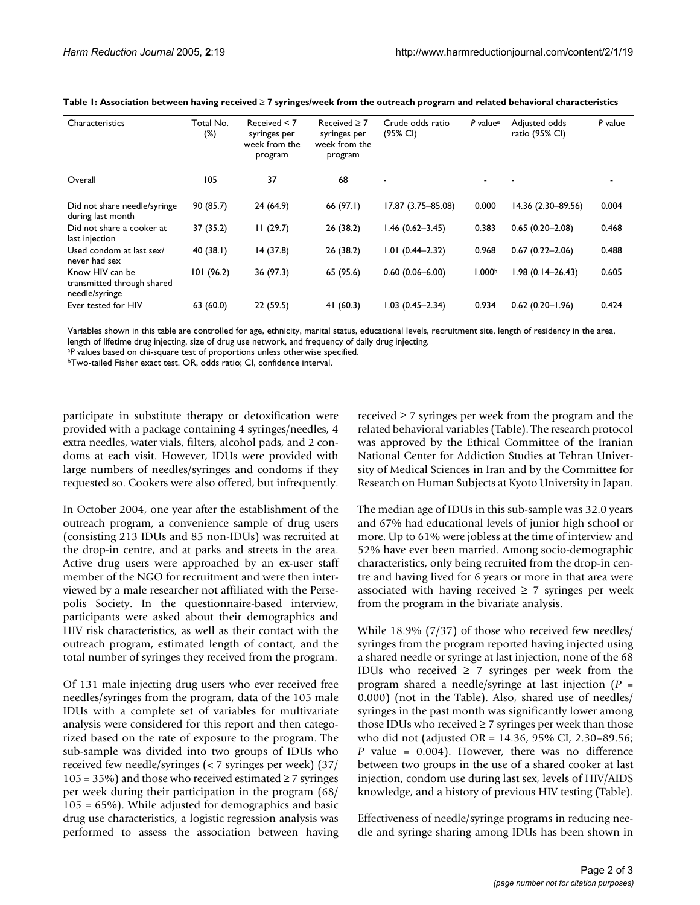**Table 1: Association between having received ≥ 7 syringes/week from the outreach program and related behavioral characteristics**

| Characteristics | Total No. (%) | Received < 7 syringes per week from the program | Received ≥ 7 syringes per week from the program | Crude odds ratio (95% CI) | *P* value[a] | Adjusted odds ratio (95% CI) | *P* value |
|---|---|---|---|---|---|---|---|
| Overall | 105 | 37 | 68 | - | - | - | - |
| Did not share needle/syringe during last month | 90 (85.7) | 24 (64.9) | 66 (97.1) | 17.87 (3.75–85.08) | 0.000 | 14.36 (2.30–89.56) | 0.004 |
| Did not share a cooker at last injection | 37 (35.2) | 11 (29.7) | 26 (38.2) | 1.46 (0.62–3.45) | 0.383 | 0.65 (0.20–2.08) | 0.468 |
| Used condom at last sex/ never had sex | 40 (38.1) | 14 (37.8) | 26 (38.2) | 1.01 (0.44–2.32) | 0.968 | 0.67 (0.22–2.06) | 0.488 |
| Know HIV can be transmitted through shared needle/syringe | 101 (96.2) | 36 (97.3) | 65 (95.6) | 0.60 (0.06–6.00) | 1.000[b] | 1.98 (0.14–26.43) | 0.605 |
| Ever tested for HIV | 63 (60.0) | 22 (59.5) | 41 (60.3) | 1.03 (0.45–2.34) | 0.934 | 0.62 (0.20–1.96) | 0.424 |

Variables shown in this table are controlled for age, ethnicity, marital status, educational levels, recruitment site, length of residency in the area, length of lifetime drug injecting, size of drug use network, and frequency of daily drug injecting.

[a]*P* values based on chi-square test of proportions unless otherwise specified.

[b]Two-tailed Fisher exact test. OR, odds ratio; CI, confidence interval.

participate in substitute therapy or detoxification were provided with a package containing 4 syringes/needles, 4 extra needles, water vials, filters, alcohol pads, and 2 condoms at each visit. However, IDUs were provided with large numbers of needles/syringes and condoms if they requested so. Cookers were also offered, but infrequently.

In October 2004, one year after the establishment of the outreach program, a convenience sample of drug users (consisting 213 IDUs and 85 non-IDUs) was recruited at the drop-in centre, and at parks and streets in the area. Active drug users were approached by an ex-user staff member of the NGO for recruitment and were then interviewed by a male researcher not affiliated with the Persepolis Society. In the questionnaire-based interview, participants were asked about their demographics and HIV risk characteristics, as well as their contact with the outreach program, estimated length of contact, and the total number of syringes they received from the program.

Of 131 male injecting drug users who ever received free needles/syringes from the program, data of the 105 male IDUs with a complete set of variables for multivariate analysis were considered for this report and then categorized based on the rate of exposure to the program. The sub-sample was divided into two groups of IDUs who received few needle/syringes (< 7 syringes per week) (37/105 = 35%) and those who received estimated ≥ 7 syringes per week during their participation in the program (68/105 = 65%). While adjusted for demographics and basic drug use characteristics, a logistic regression analysis was performed to assess the association between having received ≥ 7 syringes per week from the program and the related behavioral variables (Table). The research protocol was approved by the Ethical Committee of the Iranian National Center for Addiction Studies at Tehran University of Medical Sciences in Iran and by the Committee for Research on Human Subjects at Kyoto University in Japan.

The median age of IDUs in this sub-sample was 32.0 years and 67% had educational levels of junior high school or more. Up to 61% were jobless at the time of interview and 52% have ever been married. Among socio-demographic characteristics, only being recruited from the drop-in centre and having lived for 6 years or more in that area were associated with having received ≥ 7 syringes per week from the program in the bivariate analysis.

While 18.9% (7/37) of those who received few needles/syringes from the program reported having injected using a shared needle or syringe at last injection, none of the 68 IDUs who received ≥ 7 syringes per week from the program shared a needle/syringe at last injection ($P$ = 0.000) (not in the Table). Also, shared use of needles/syringes in the past month was significantly lower among those IDUs who received ≥ 7 syringes per week than those who did not (adjusted OR = 14.36, 95% CI, 2.30–89.56; $P$ value = 0.004). However, there was no difference between two groups in the use of a shared cooker at last injection, condom use during last sex, levels of HIV/AIDS knowledge, and a history of previous HIV testing (Table).

Effectiveness of needle/syringe programs in reducing needle and syringe sharing among IDUs has been shown in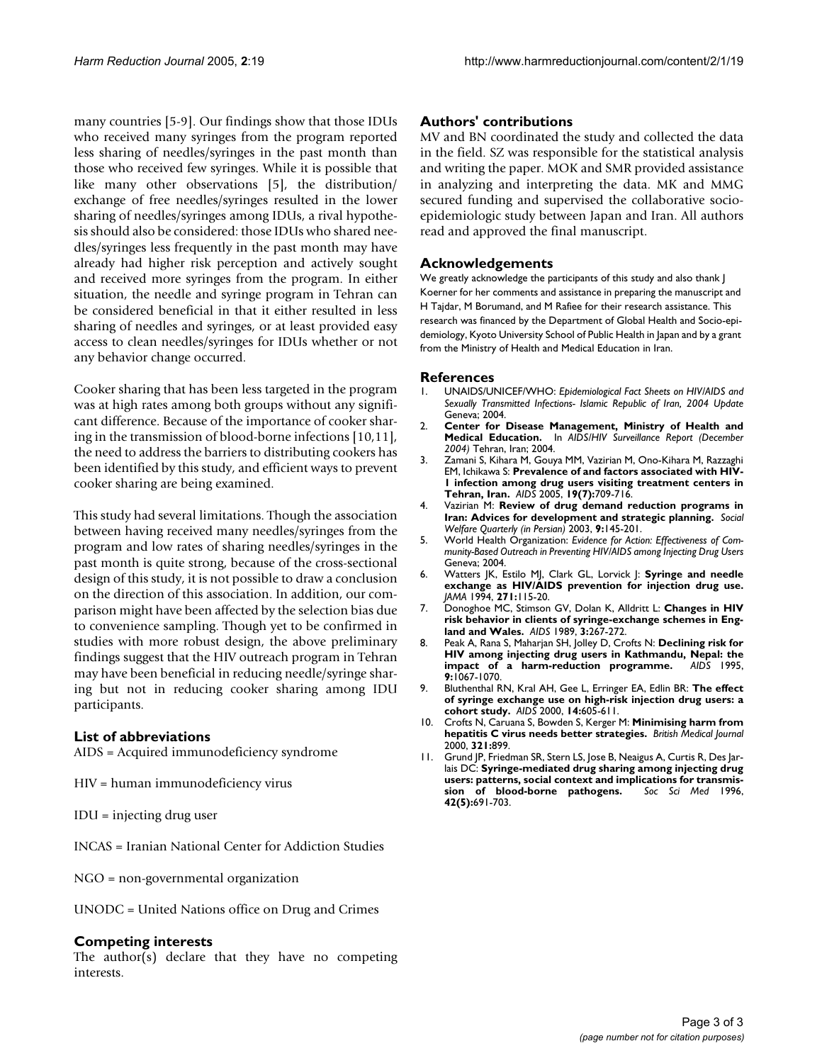many countries [5-9]. Our findings show that those IDUs who received many syringes from the program reported less sharing of needles/syringes in the past month than those who received few syringes. While it is possible that like many other observations [5], the distribution/exchange of free needles/syringes resulted in the lower sharing of needles/syringes among IDUs, a rival hypothesis should also be considered: those IDUs who shared needles/syringes less frequently in the past month may have already had higher risk perception and actively sought and received more syringes from the program. In either situation, the needle and syringe program in Tehran can be considered beneficial in that it either resulted in less sharing of needles and syringes, or at least provided easy access to clean needles/syringes for IDUs whether or not any behavior change occurred.

Cooker sharing that has been less targeted in the program was at high rates among both groups without any significant difference. Because of the importance of cooker sharing in the transmission of blood-borne infections [10,11], the need to address the barriers to distributing cookers has been identified by this study, and efficient ways to prevent cooker sharing are being examined.

This study had several limitations. Though the association between having received many needles/syringes from the program and low rates of sharing needles/syringes in the past month is quite strong, because of the cross-sectional design of this study, it is not possible to draw a conclusion on the direction of this association. In addition, our comparison might have been affected by the selection bias due to convenience sampling. Though yet to be confirmed in studies with more robust design, the above preliminary findings suggest that the HIV outreach program in Tehran may have been beneficial in reducing needle/syringe sharing but not in reducing cooker sharing among IDU participants.

## List of abbreviations

AIDS = Acquired immunodeficiency syndrome

HIV = human immunodeficiency virus

IDU = injecting drug user

INCAS = Iranian National Center for Addiction Studies

NGO = non-governmental organization

UNODC = United Nations office on Drug and Crimes

## Competing interests

The author(s) declare that they have no competing interests.

## Authors' contributions

MV and BN coordinated the study and collected the data in the field. SZ was responsible for the statistical analysis and writing the paper. MOK and SMR provided assistance in analyzing and interpreting the data. MK and MMG secured funding and supervised the collaborative socio-epidemiologic study between Japan and Iran. All authors read and approved the final manuscript.

## Acknowledgements

We greatly acknowledge the participants of this study and also thank J Koerner for her comments and assistance in preparing the manuscript and H Tajdar, M Borumand, and M Rafiee for their research assistance. This research was financed by the Department of Global Health and Socio-epidemiology, Kyoto University School of Public Health in Japan and by a grant from the Ministry of Health and Medical Education in Iran.

## References

1. UNAIDS/UNICEF/WHO: *Epidemiological Fact Sheets on HIV/AIDS and Sexually Transmitted Infections- Islamic Republic of Iran, 2004 Update* Geneva; 2004.
2. **Center for Disease Management, Ministry of Health and Medical Education.** In *AIDS/HIV Surveillance Report (December 2004)* Tehran, Iran; 2004.
3. Zamani S, Kihara M, Gouya MM, Vazirian M, Ono-Kihara M, Razzaghi EM, Ichikawa S: **Prevalence of and factors associated with HIV-1 infection among drug users visiting treatment centers in Tehran, Iran.** *AIDS* 2005, **19(7):**709-716.
4. Vazirian M: **Review of drug demand reduction programs in Iran: Advices for development and strategic planning.** *Social Welfare Quarterly (in Persian)* 2003, **9:**145-201.
5. World Health Organization: *Evidence for Action: Effectiveness of Community-Based Outreach in Preventing HIV/AIDS among Injecting Drug Users* Geneva; 2004.
6. Watters JK, Estilo MJ, Clark GL, Lorvick J: **Syringe and needle exchange as HIV/AIDS prevention for injection drug use.** *JAMA* 1994, **271:**115-20.
7. Donoghoe MC, Stimson GV, Dolan K, Alldritt L: **Changes in HIV risk behavior in clients of syringe-exchange schemes in England and Wales.** *AIDS* 1989, **3:**267-272.
8. Peak A, Rana S, Maharjan SH, Jolley D, Crofts N: **Declining risk for HIV among injecting drug users in Kathmandu, Nepal: the impact of a harm-reduction programme.** *AIDS* 1995, **9:**1067-1070.
9. Bluthenthal RN, Kral AH, Gee L, Erringer EA, Edlin BR: **The effect of syringe exchange use on high-risk injection drug users: a cohort study.** *AIDS* 2000, **14:**605-611.
10. Crofts N, Caruana S, Bowden S, Kerger M: **Minimising harm from hepatitis C virus needs better strategies.** *British Medical Journal* 2000, **321:**899.
11. Grund JP, Friedman SR, Stern LS, Jose B, Neaigus A, Curtis R, Des Jarlais DC: **Syringe-mediated drug sharing among injecting drug users: patterns, social context and implications for transmission of blood-borne pathogens.** *Soc Sci Med* 1996, **42(5):**691-703.